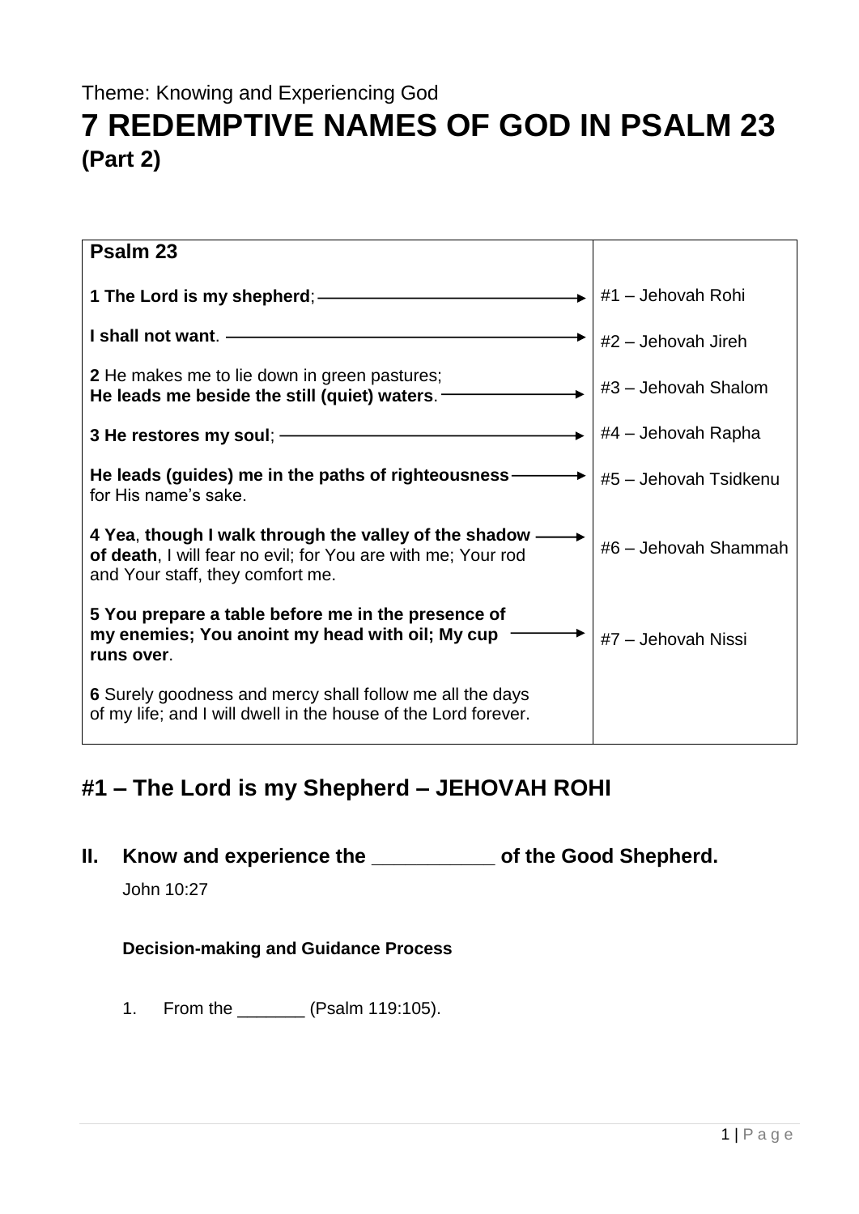Theme: Knowing and Experiencing God

# 7 REDEMPTIVE NAMES OF GOD IN PSALM 23

**(Part 2)**

| **Psalm 23** | |
|---|---|
| **1 The Lord is my shepherd**; → | #1 – Jehovah Rohi |
| **I shall not want**. → | #2 – Jehovah Jireh |
| **2** He makes me to lie down in green pastures; **He leads me beside the still (quiet) waters**. → | #3 – Jehovah Shalom |
| **3 He restores my soul**; → | #4 – Jehovah Rapha |
| **He leads (guides) me in the paths of righteousness** → for His name's sake. | #5 – Jehovah Tsidkenu |
| **4 Yea**, **though I walk through the valley of the shadow of death**, → I will fear no evil; for You are with me; Your rod and Your staff, they comfort me. | #6 – Jehovah Shammah |
| **5 You prepare a table before me in the presence of my enemies; You anoint my head with oil; My cup runs over**. → | #7 – Jehovah Nissi |
| **6** Surely goodness and mercy shall follow me all the days of my life; and I will dwell in the house of the Lord forever. | |

## #1 – The Lord is my Shepherd – JEHOVAH ROHI

### II. Know and experience the ___________ of the Good Shepherd.

John 10:27

**Decision-making and Guidance Process**

1. From the _______ (Psalm 119:105).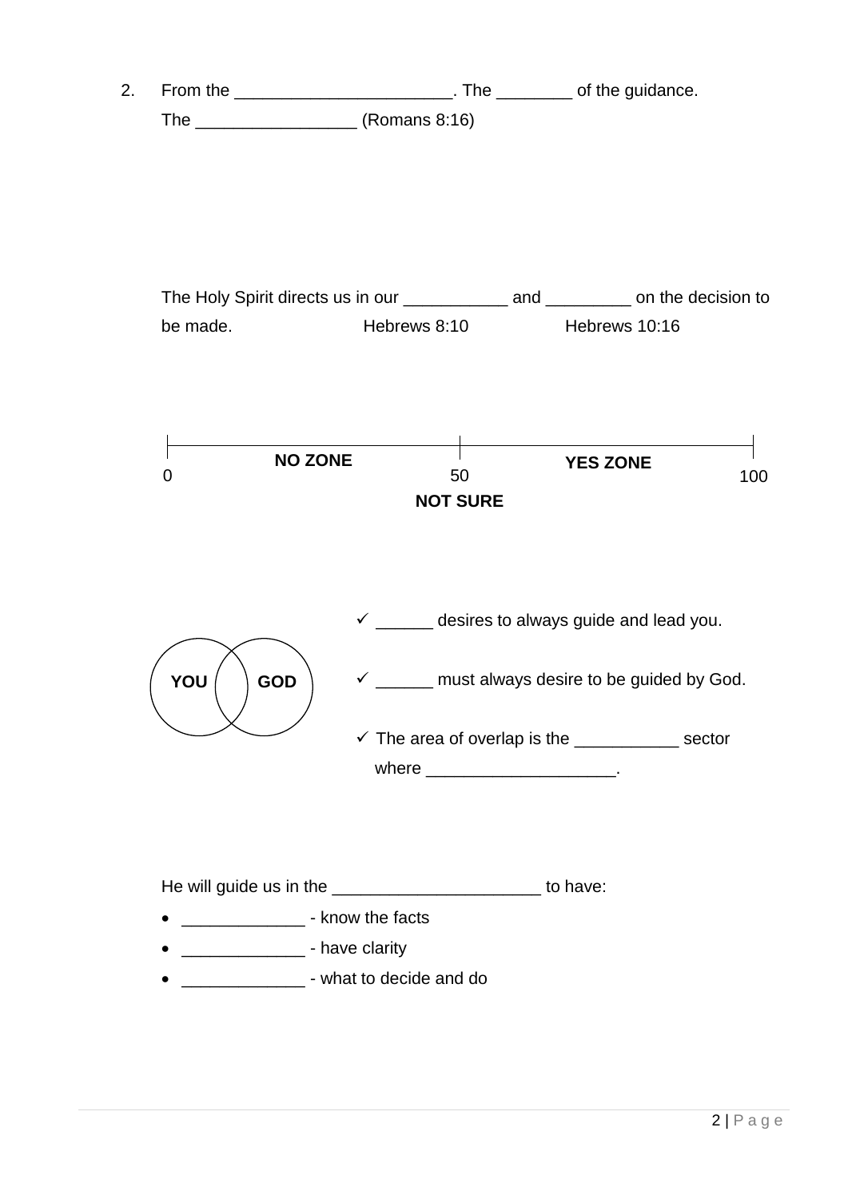2. From the _______________________. The ________ of the guidance.
   The _________________ (Romans 8:16)

The Holy Spirit directs us in our ___________ and _________ on the decision to be made. Hebrews 8:10 Hebrews 10:16

0 — **NO ZONE** — 50 — **YES ZONE** — 100

**NOT SURE**

**YOU** **GOD**

- ✓ ______ desires to always guide and lead you.
- ✓ ______ must always desire to be guided by God.
- ✓ The area of overlap is the ___________ sector where ____________________.

He will guide us in the ______________________ to have:

- _____________ - know the facts
- _____________ - have clarity
- _____________ - what to decide and do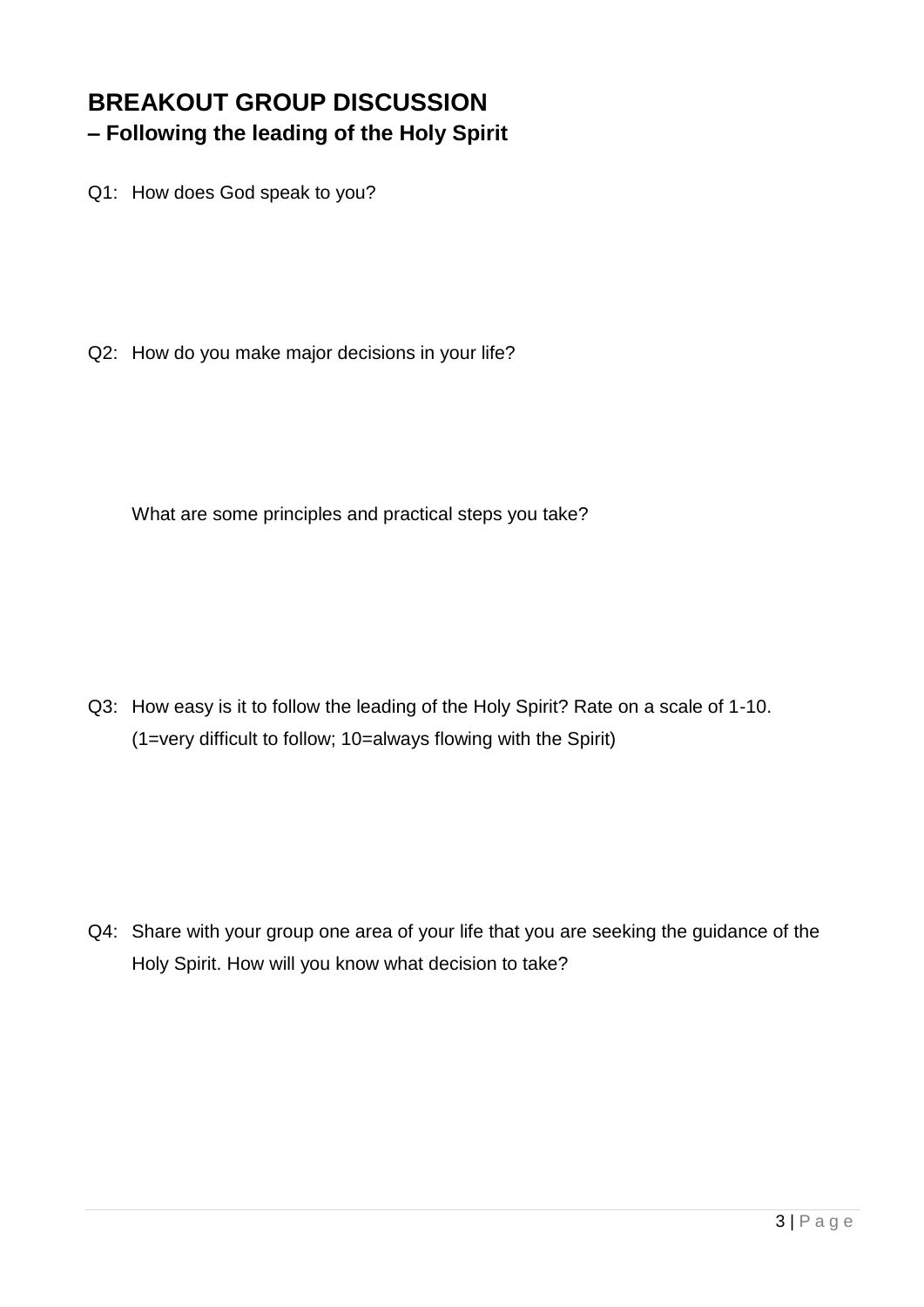# BREAKOUT GROUP DISCUSSION
## – Following the leading of the Holy Spirit

Q1: How does God speak to you?

Q2: How do you make major decisions in your life?

What are some principles and practical steps you take?

Q3: How easy is it to follow the leading of the Holy Spirit? Rate on a scale of 1-10.
(1=very difficult to follow; 10=always flowing with the Spirit)

Q4: Share with your group one area of your life that you are seeking the guidance of the Holy Spirit. How will you know what decision to take?